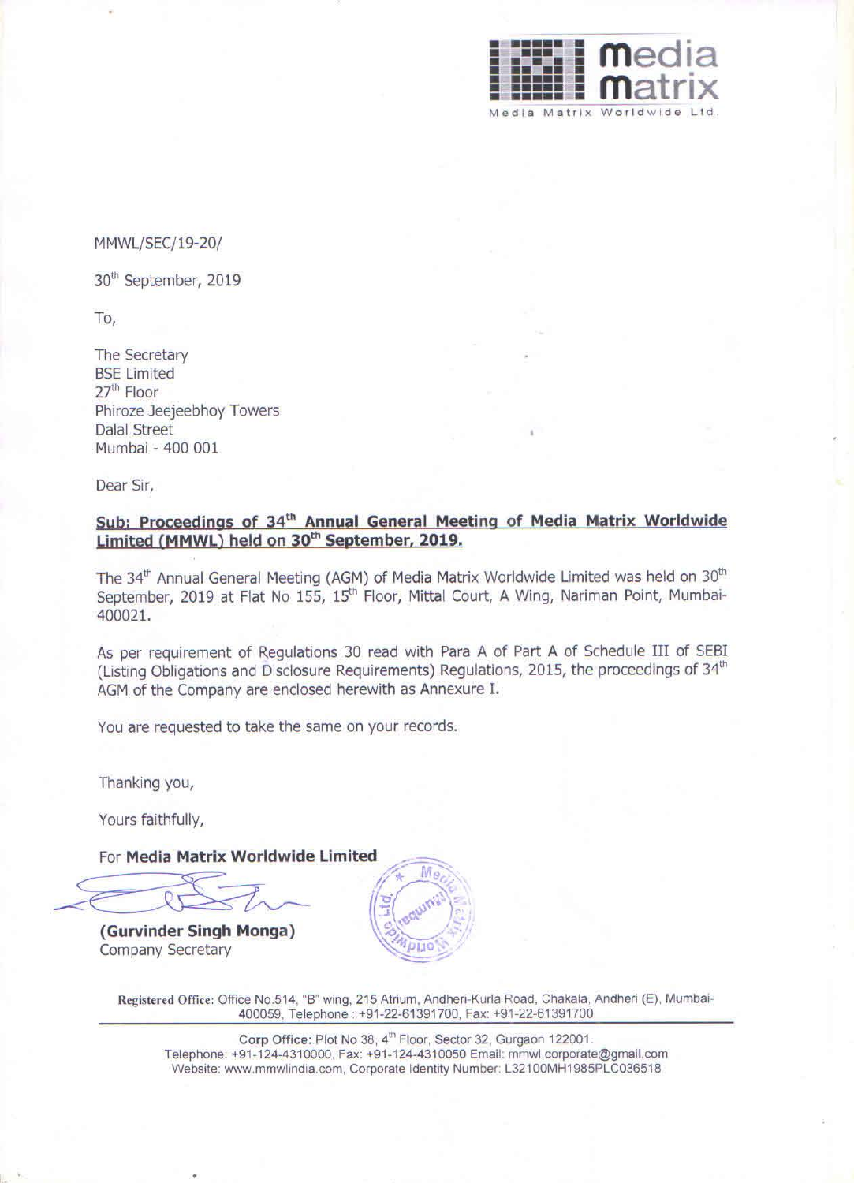media matrix

Media Matrix Worldwide Ltd.

MMWL/SEC/19-20/

30th September, 2019

To,

The Secretary
BSE Limited
27th Floor
Phiroze Jeejeebhoy Towers
Dalal Street
Mumbai - 400 001

Dear Sir,

**Sub: Proceedings of 34th Annual General Meeting of Media Matrix Worldwide Limited (MMWL) held on 30th September, 2019.**

The 34th Annual General Meeting (AGM) of Media Matrix Worldwide Limited was held on 30th September, 2019 at Flat No 155, 15th Floor, Mittal Court, A Wing, Nariman Point, Mumbai-400021.

As per requirement of Regulations 30 read with Para A of Part A of Schedule III of SEBI (Listing Obligations and Disclosure Requirements) Regulations, 2015, the proceedings of 34th AGM of the Company are enclosed herewith as Annexure I.

You are requested to take the same on your records.

Thanking you,

Yours faithfully,

For **Media Matrix Worldwide Limited**

**(Gurvinder Singh Monga)**
Company Secretary

**Registered Office:** Office No.514, "B" wing, 215 Atrium, Andheri-Kurla Road, Chakala, Andheri (E), Mumbai-400059, Telephone : +91-22-61391700, Fax: +91-22-61391700

**Corp Office:** Plot No 38, 4th Floor, Sector 32, Gurgaon 122001.
Telephone: +91-124-4310000, Fax: +91-124-4310050 Email: mmwl.corporate@gmail.com
Website: www.mmwlindia.com, Corporate Identity Number: L32100MH1985PLC036518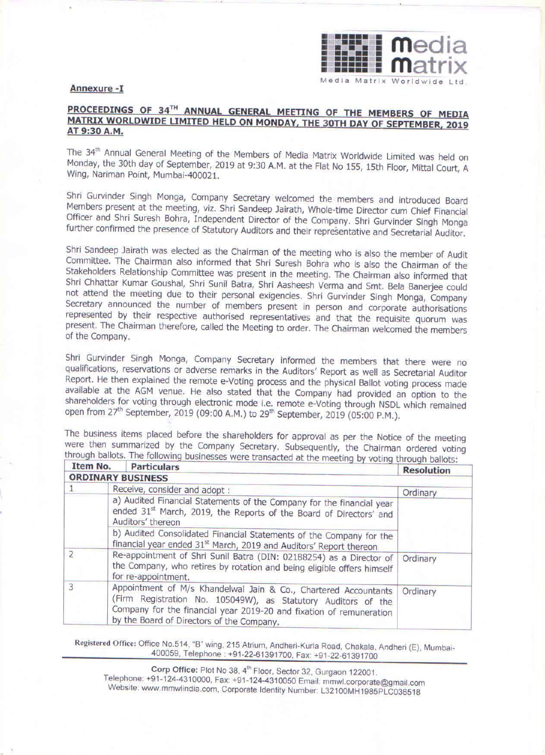**Annexure -I**

## PROCEEDINGS OF 34TH ANNUAL GENERAL MEETING OF THE MEMBERS OF MEDIA MATRIX WORLDWIDE LIMITED HELD ON MONDAY, THE 30TH DAY OF SEPTEMBER, 2019 AT 9:30 A.M.

The 34th Annual General Meeting of the Members of Media Matrix Worldwide Limited was held on Monday, the 30th day of September, 2019 at 9:30 A.M. at the Flat No 155, 15th Floor, Mittal Court, A Wing, Nariman Point, Mumbai-400021.

Shri Gurvinder Singh Monga, Company Secretary welcomed the members and introduced Board Members present at the meeting, viz. Shri Sandeep Jairath, Whole-time Director cum Chief Financial Officer and Shri Suresh Bohra, Independent Director of the Company. Shri Gurvinder Singh Monga further confirmed the presence of Statutory Auditors and their representative and Secretarial Auditor.

Shri Sandeep Jairath was elected as the Chairman of the meeting who is also the member of Audit Committee. The Chairman also informed that Shri Suresh Bohra who is also the Chairman of the Stakeholders Relationship Committee was present in the meeting. The Chairman also informed that Shri Chhattar Kumar Goushal, Shri Sunil Batra, Shri Aasheesh Verma and Smt. Bela Banerjee could not attend the meeting due to their personal exigencies. Shri Gurvinder Singh Monga, Company Secretary announced the number of members present in person and corporate authorisations represented by their respective authorised representatives and that the requisite quorum was present. The Chairman therefore, called the Meeting to order. The Chairman welcomed the members of the Company.

Shri Gurvinder Singh Monga, Company Secretary informed the members that there were no qualifications, reservations or adverse remarks in the Auditors' Report as well as Secretarial Auditor Report. He then explained the remote e-Voting process and the physical Ballot voting process made available at the AGM venue. He also stated that the Company had provided an option to the shareholders for voting through electronic mode i.e. remote e-Voting through NSDL which remained open from 27th September, 2019 (09:00 A.M.) to 29th September, 2019 (05:00 P.M.).

The business items placed before the shareholders for approval as per the Notice of the meeting were then summarized by the Company Secretary. Subsequently, the Chairman ordered voting through ballots. The following businesses were transacted at the meeting by voting through ballots:

| Item No. | Particulars | Resolution |
|---|---|---|
| **ORDINARY BUSINESS** | | |
| 1 | Receive, consider and adopt : | Ordinary |
| | a) Audited Financial Statements of the Company for the financial year ended 31st March, 2019, the Reports of the Board of Directors' and Auditors' thereon | |
| | b) Audited Consolidated Financial Statements of the Company for the financial year ended 31st March, 2019 and Auditors' Report thereon | |
| 2 | Re-appointment of Shri Sunil Batra (DIN: 02188254) as a Director of the Company, who retires by rotation and being eligible offers himself for re-appointment. | Ordinary |
| 3 | Appointment of M/s Khandelwal Jain & Co., Chartered Accountants (Firm Registration No. 105049W), as Statutory Auditors of the Company for the financial year 2019-20 and fixation of remuneration by the Board of Directors of the Company. | Ordinary |

**Registered Office:** Office No.514, "B" wing, 215 Atrium, Andheri-Kurla Road, Chakala, Andheri (E), Mumbai-400059, Telephone : +91-22-61391700, Fax: +91-22-61391700

**Corp Office:** Plot No 38, 4th Floor, Sector 32, Gurgaon 122001.
Telephone: +91-124-4310000, Fax: +91-124-4310050 Email: mmwl.corporate@gmail.com
Website: www.mmwlindia.com, Corporate Identity Number: L32100MH1985PLC036518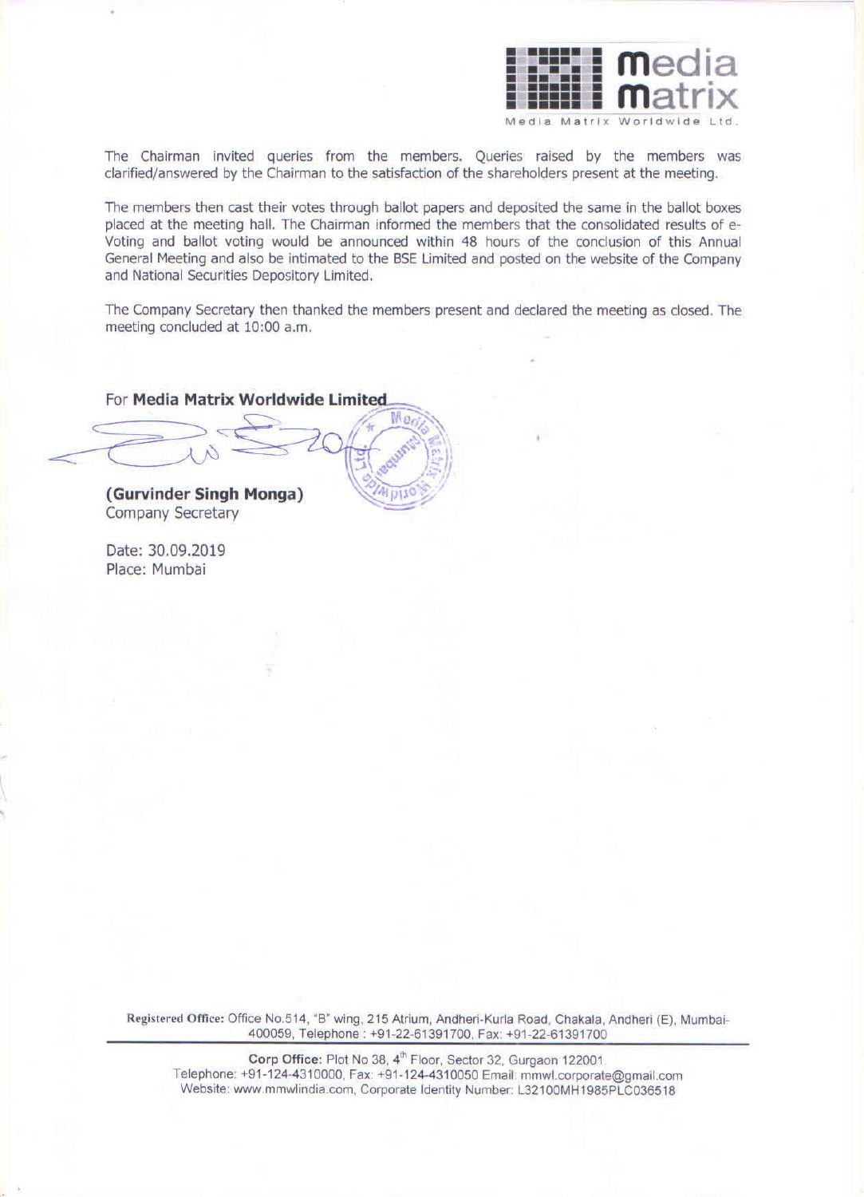The Chairman invited queries from the members. Queries raised by the members was clarified/answered by the Chairman to the satisfaction of the shareholders present at the meeting.

The members then cast their votes through ballot papers and deposited the same in the ballot boxes placed at the meeting hall. The Chairman informed the members that the consolidated results of e-Voting and ballot voting would be announced within 48 hours of the conclusion of this Annual General Meeting and also be intimated to the BSE Limited and posted on the website of the Company and National Securities Depository Limited.

The Company Secretary then thanked the members present and declared the meeting as closed. The meeting concluded at 10:00 a.m.

For **Media Matrix Worldwide Limited**

**(Gurvinder Singh Monga)**
Company Secretary

Date: 30.09.2019
Place: Mumbai

**Registered Office:** Office No.514, "B" wing, 215 Atrium, Andheri-Kurla Road, Chakala, Andheri (E), Mumbai-400059, Telephone : +91-22-61391700, Fax: +91-22-61391700

**Corp Office:** Plot No 38, 4th Floor, Sector 32, Gurgaon 122001
Telephone: +91-124-4310000, Fax: +91-124-4310050 Email: mmwl.corporate@gmail.com
Website: www.mmwlindia.com, Corporate Identity Number: L32100MH1985PLC036518